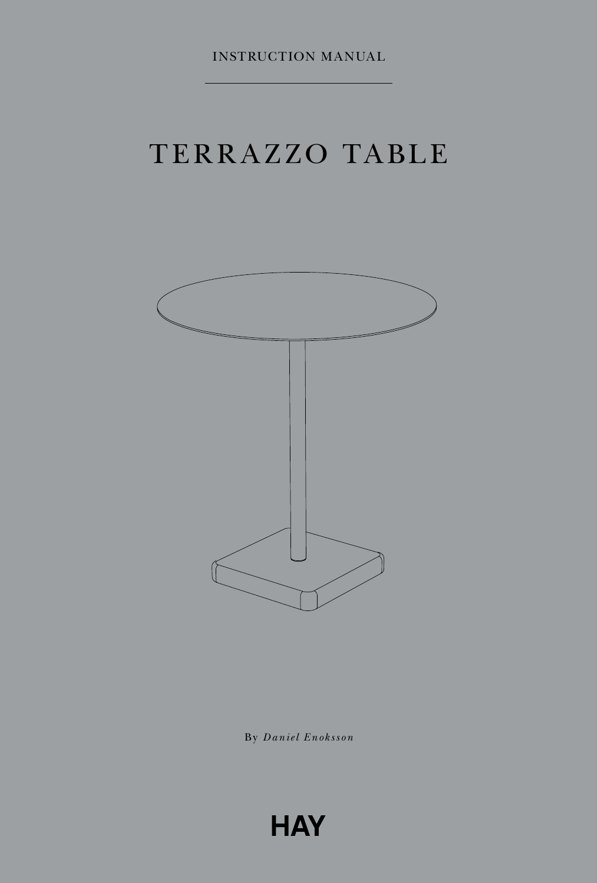INSTRUCTION MANUAL

# TERRAZZO TABLE

By *Daniel Enoksson*

HAY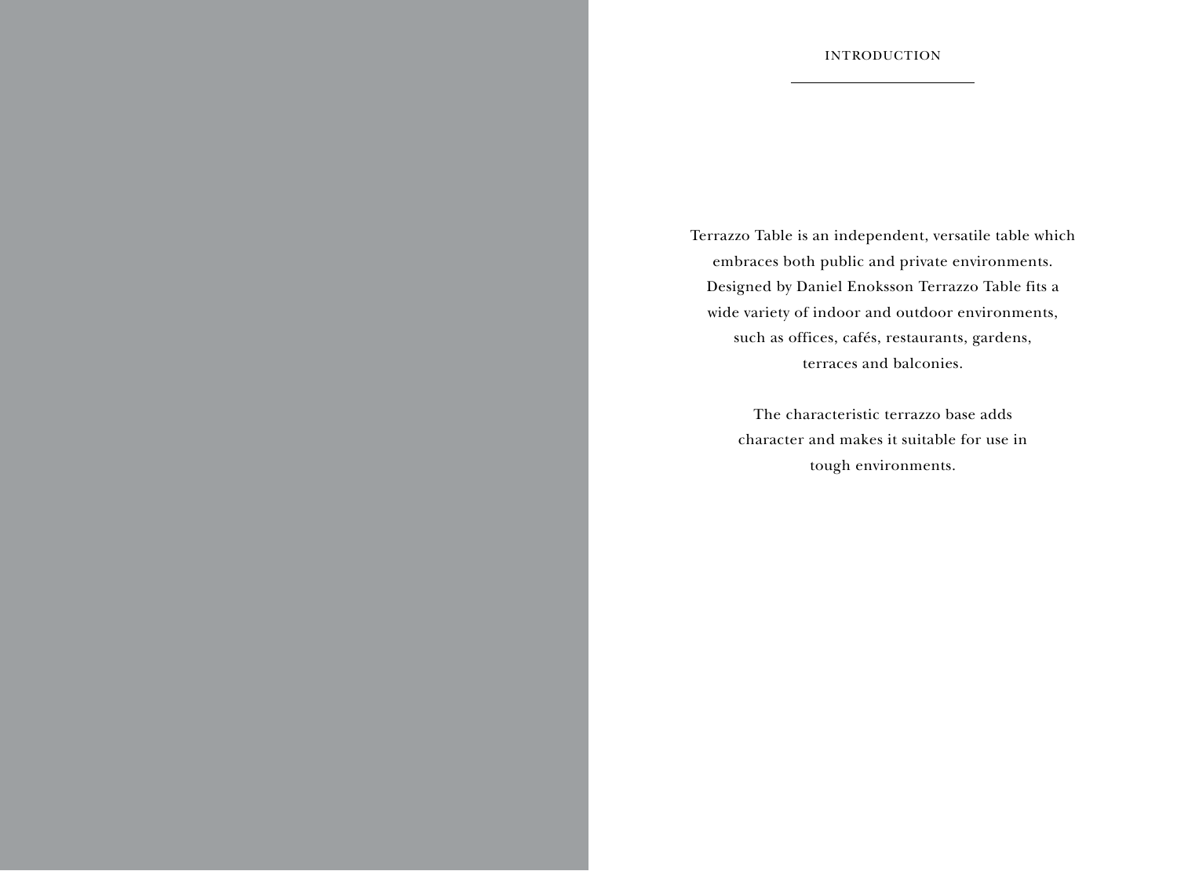# INTRODUCTION

Terrazzo Table is an independent, versatile table which embraces both public and private environments. Designed by Daniel Enoksson Terrazzo Table fits a wide variety of indoor and outdoor environments, such as offices, cafés, restaurants, gardens, terraces and balconies.

The characteristic terrazzo base adds character and makes it suitable for use in tough environments.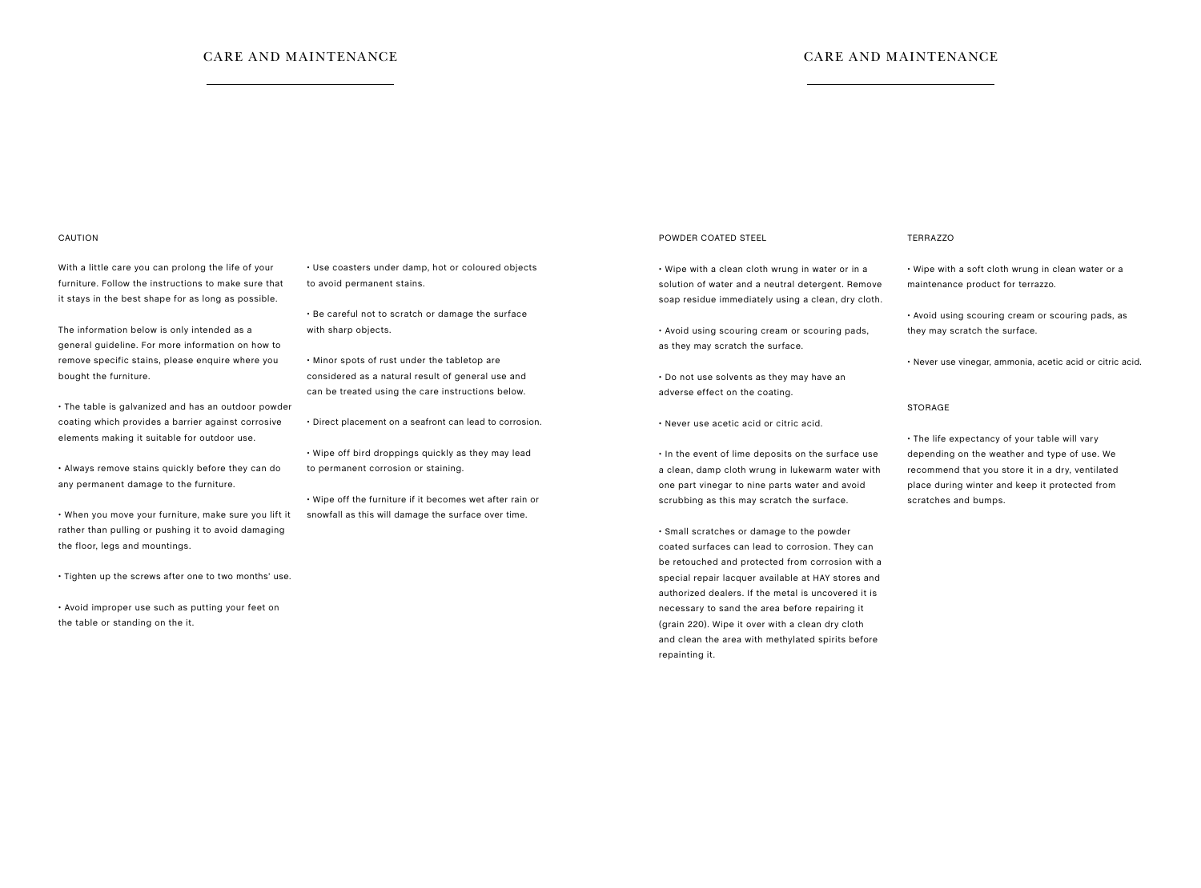# CARE AND MAINTENANCE

## CAUTION

With a little care you can prolong the life of your furniture. Follow the instructions to make sure that it stays in the best shape for as long as possible.

The information below is only intended as a general guideline. For more information on how to remove specific stains, please enquire where you bought the furniture.

• The table is galvanized and has an outdoor powder coating which provides a barrier against corrosive elements making it suitable for outdoor use.

• Always remove stains quickly before they can do any permanent damage to the furniture.

• When you move your furniture, make sure you lift it rather than pulling or pushing it to avoid damaging the floor, legs and mountings.

• Tighten up the screws after one to two months' use.

• Avoid improper use such as putting your feet on the table or standing on the it.

• Use coasters under damp, hot or coloured objects to avoid permanent stains.

• Be careful not to scratch or damage the surface with sharp objects.

• Minor spots of rust under the tabletop are considered as a natural result of general use and can be treated using the care instructions below.

• Direct placement on a seafront can lead to corrosion.

• Wipe off bird droppings quickly as they may lead to permanent corrosion or staining.

• Wipe off the furniture if it becomes wet after rain or snowfall as this will damage the surface over time.

# CARE AND MAINTENANCE

## POWDER COATED STEEL

• Wipe with a clean cloth wrung in water or in a solution of water and a neutral detergent. Remove soap residue immediately using a clean, dry cloth.

• Avoid using scouring cream or scouring pads, as they may scratch the surface.

• Do not use solvents as they may have an adverse effect on the coating.

• Never use acetic acid or citric acid.

• In the event of lime deposits on the surface use a clean, damp cloth wrung in lukewarm water with one part vinegar to nine parts water and avoid scrubbing as this may scratch the surface.

• Small scratches or damage to the powder coated surfaces can lead to corrosion. They can be retouched and protected from corrosion with a special repair lacquer available at HAY stores and authorized dealers. If the metal is uncovered it is necessary to sand the area before repairing it (grain 220). Wipe it over with a clean dry cloth and clean the area with methylated spirits before repainting it.

## TERRAZZO

• Wipe with a soft cloth wrung in clean water or a maintenance product for terrazzo.

• Avoid using scouring cream or scouring pads, as they may scratch the surface.

• Never use vinegar, ammonia, acetic acid or citric acid.

## STORAGE

• The life expectancy of your table will vary depending on the weather and type of use. We recommend that you store it in a dry, ventilated place during winter and keep it protected from scratches and bumps.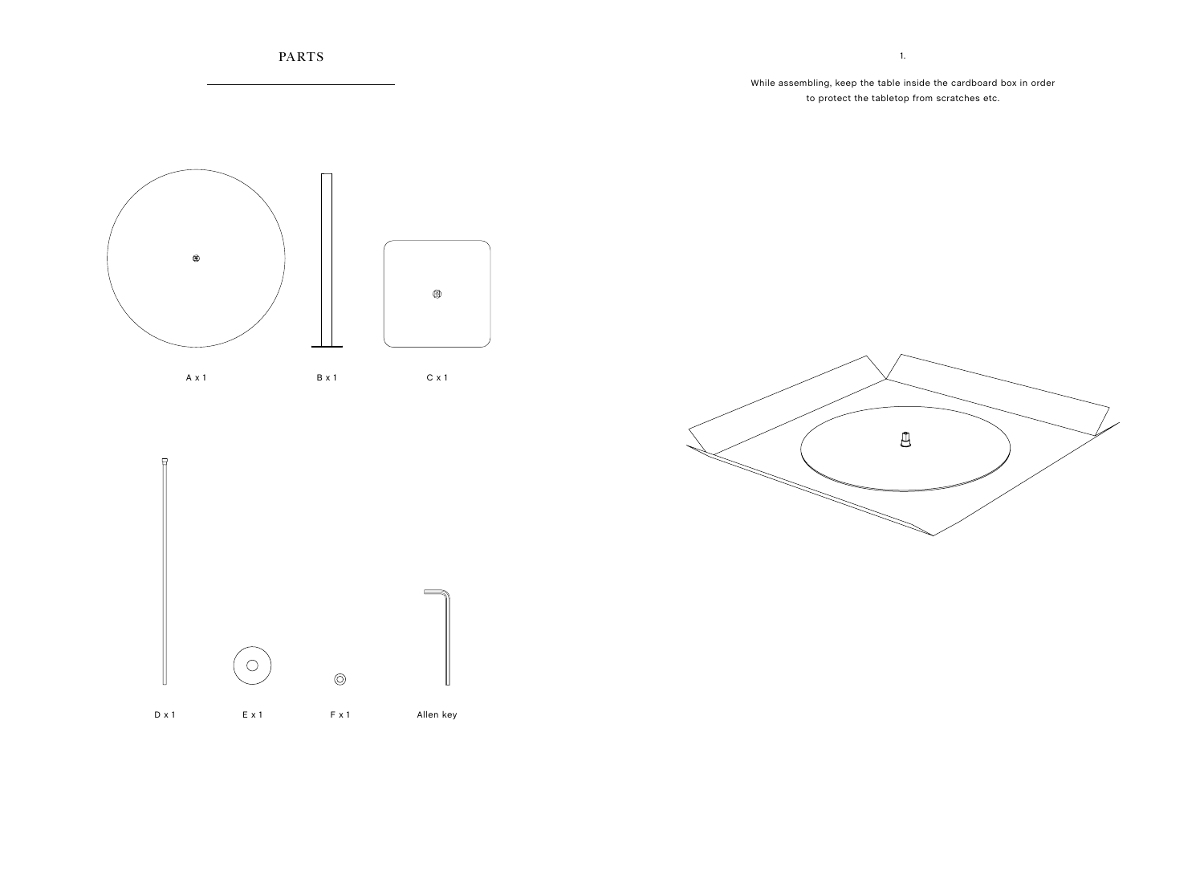# PARTS

A x 1

B x 1

C x 1

D x 1

E x 1

F x 1

Allen key

1.

While assembling, keep the table inside the cardboard box in order to protect the tabletop from scratches etc.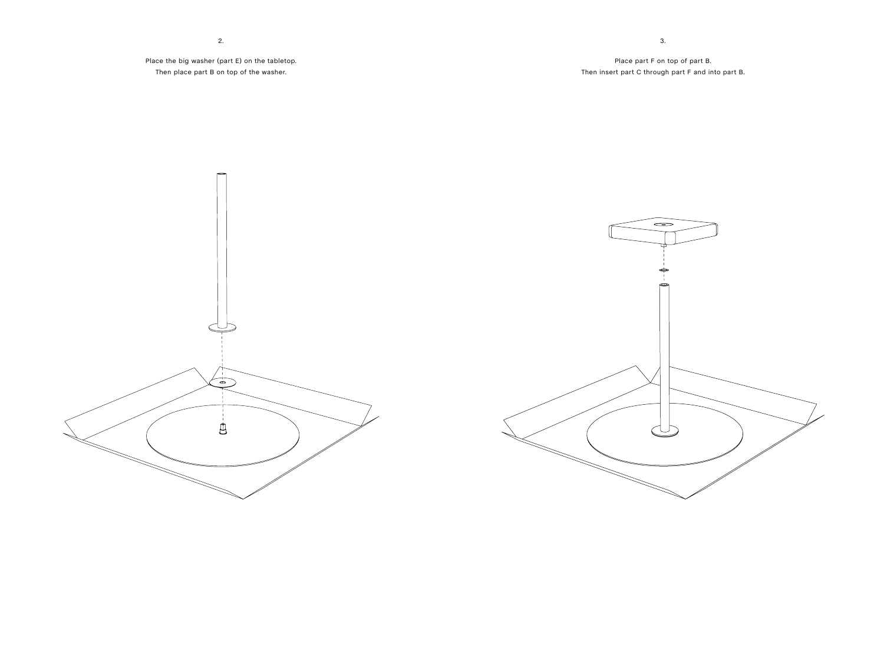2.

Place the big washer (part E) on the tabletop.
Then place part B on top of the washer.

3.

Place part F on top of part B.
Then insert part C through part F and into part B.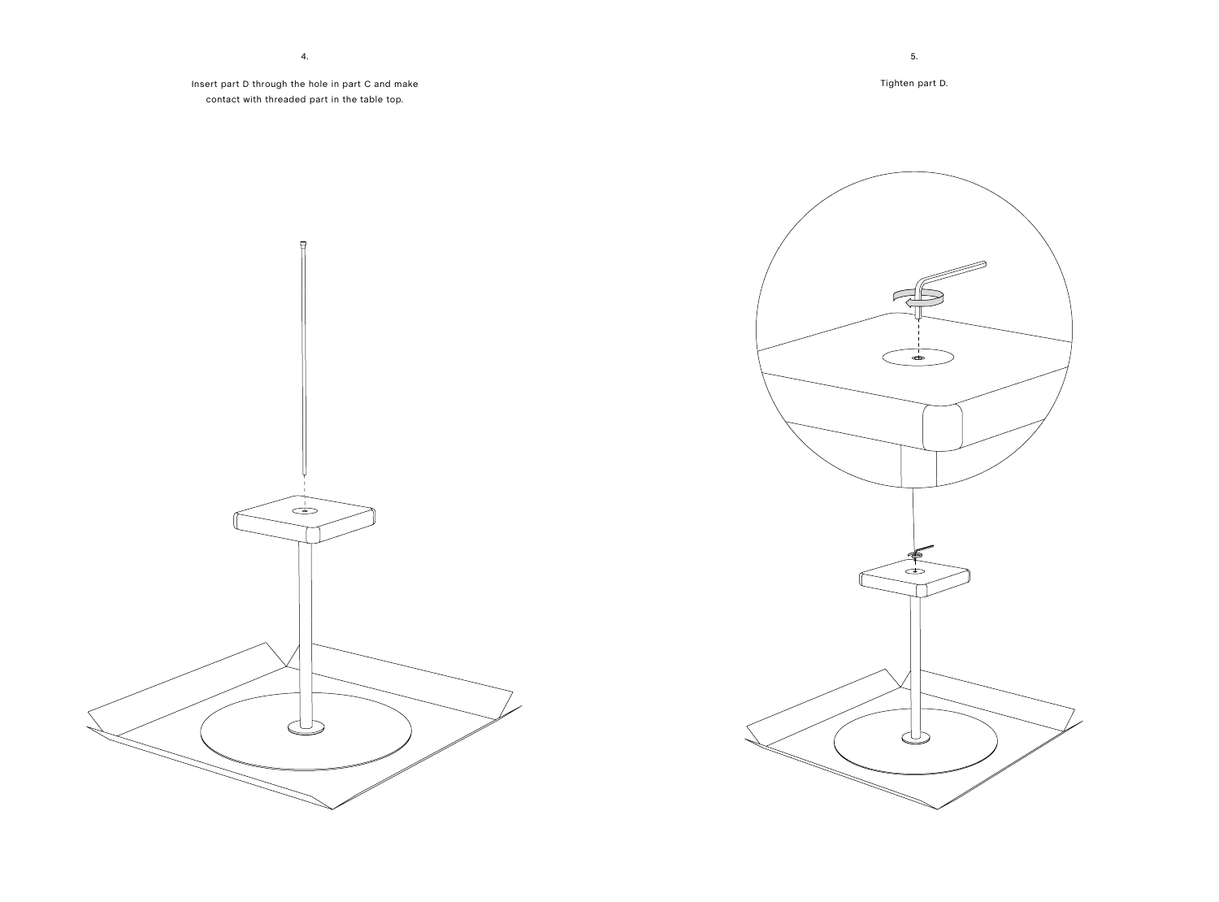4.

Insert part D through the hole in part C and make contact with threaded part in the table top.

5.

Tighten part D.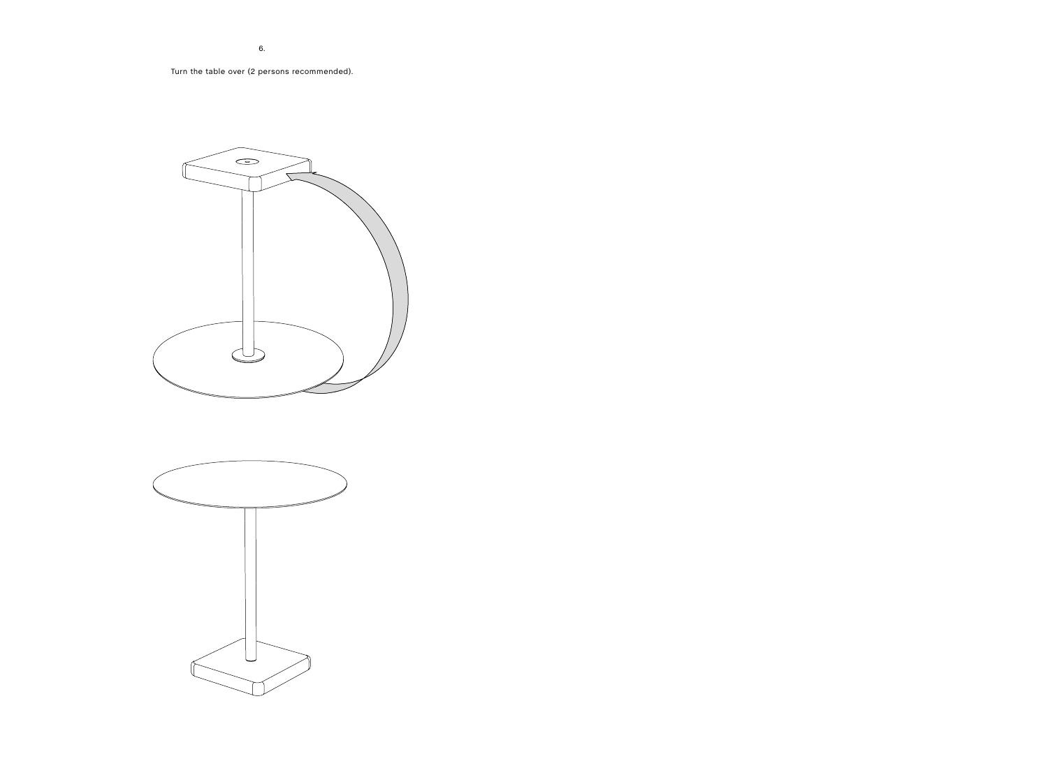6.

Turn the table over (2 persons recommended).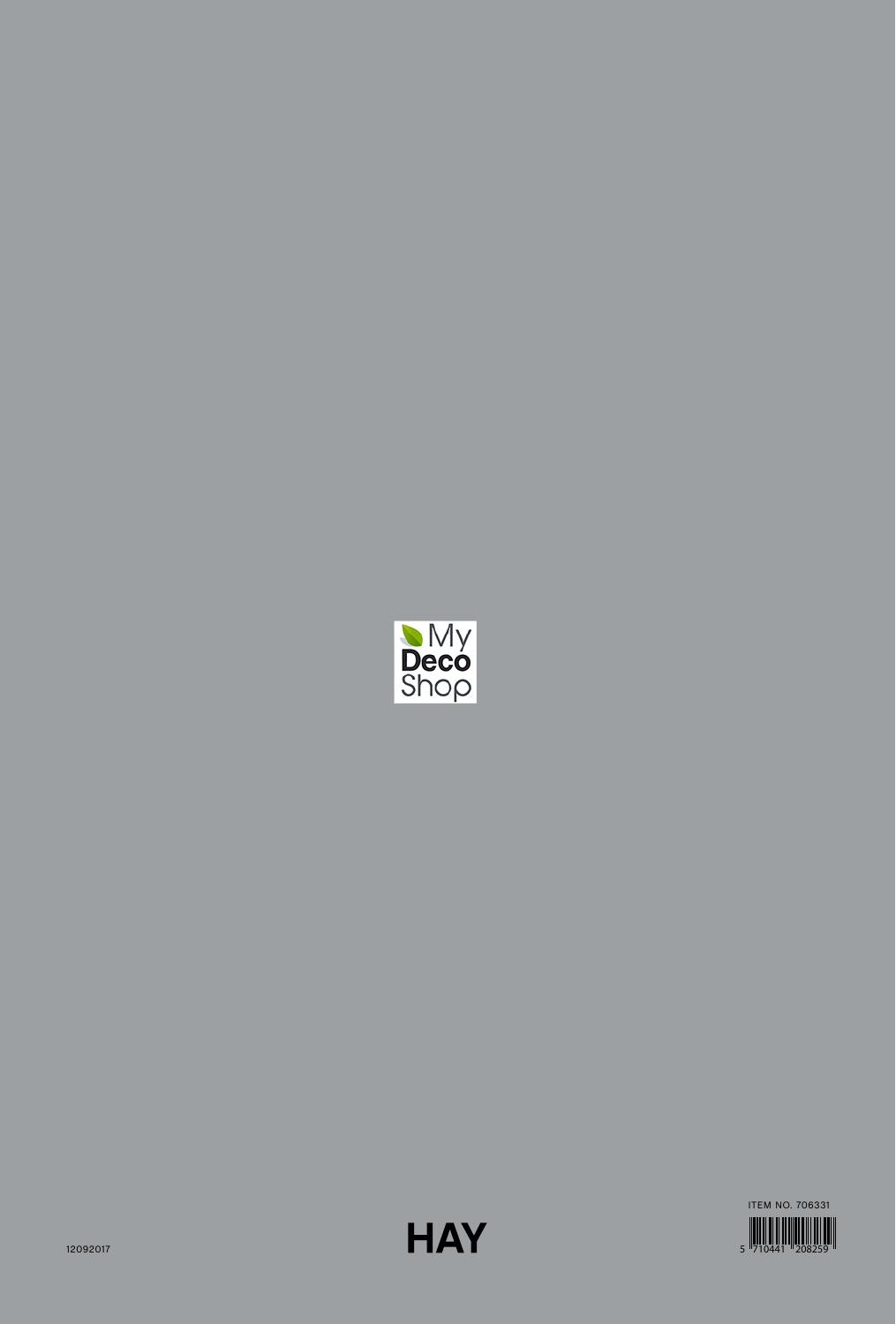My Deco Shop

12092017

HAY

ITEM NO. 706331

5 710441 208259